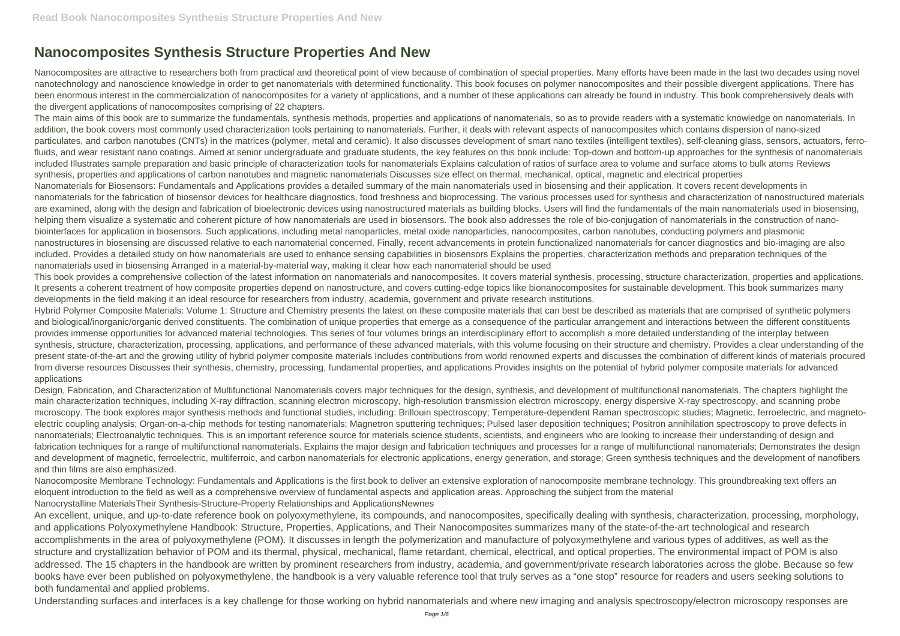# Nanocomposites Synthesis Structure Properties And New

Nanocomposites are attractive to researchers both from practical and theoretical point of view because of combination of special properties. Many efforts have been made in the last two decades using novel nanotechnology and nanoscience knowledge in order to get nanomaterials with determined functionality. This book focuses on polymer nanocomposites and their possible divergent applications. There has been enormous interest in the commercialization of nanocomposites for a variety of applications, and a number of these applications can already be found in industry. This book comprehensively deals with the divergent applications of nanocomposites comprising of 22 chapters.

The main aims of this book are to summarize the fundamentals, synthesis methods, properties and applications of nanomaterials, so as to provide readers with a systematic knowledge on nanomaterials. In addition, the book covers most commonly used characterization tools pertaining to nanomaterials. Further, it deals with relevant aspects of nanocomposites which contains dispersion of nano-sized particulates, and carbon nanotubes (CNTs) in the matrices (polymer, metal and ceramic). It also discusses development of smart nano textiles (intelligent textiles), self-cleaning glass, sensors, actuators, ferro-fluids, and wear resistant nano coatings. Aimed at senior undergraduate and graduate students, the key features on this book include: Top-down and bottom-up approaches for the synthesis of nanomaterials included Illustrates sample preparation and basic principle of characterization tools for nanomaterials Explains calculation of ratios of surface area to volume and surface atoms to bulk atoms Reviews synthesis, properties and applications of carbon nanotubes and magnetic nanomaterials Discusses size effect on thermal, mechanical, optical, magnetic and electrical properties

Nanomaterials for Biosensors: Fundamentals and Applications provides a detailed summary of the main nanomaterials used in biosensing and their application. It covers recent developments in nanomaterials for the fabrication of biosensor devices for healthcare diagnostics, food freshness and bioprocessing. The various processes used for synthesis and characterization of nanostructured materials are examined, along with the design and fabrication of bioelectronic devices using nanostructured materials as building blocks. Users will find the fundamentals of the main nanomaterials used in biosensing, helping them visualize a systematic and coherent picture of how nanomaterials are used in biosensors. The book also addresses the role of bio-conjugation of nanomaterials in the construction of nano-biointerfaces for application in biosensors. Such applications, including metal nanoparticles, metal oxide nanoparticles, nanocomposites, carbon nanotubes, conducting polymers and plasmonic nanostructures in biosensing are discussed relative to each nanomaterial concerned. Finally, recent advancements in protein functionalized nanomaterials for cancer diagnostics and bio-imaging are also included. Provides a detailed study on how nanomaterials are used to enhance sensing capabilities in biosensors Explains the properties, characterization methods and preparation techniques of the nanomaterials used in biosensing Arranged in a material-by-material way, making it clear how each nanomaterial should be used

This book provides a comprehensive collection of the latest information on nanomaterials and nanocomposites. It covers material synthesis, processing, structure characterization, properties and applications. It presents a coherent treatment of how composite properties depend on nanostructure, and covers cutting-edge topics like bionanocomposites for sustainable development. This book summarizes many developments in the field making it an ideal resource for researchers from industry, academia, government and private research institutions.

Hybrid Polymer Composite Materials: Volume 1: Structure and Chemistry presents the latest on these composite materials that can best be described as materials that are comprised of synthetic polymers and biological/inorganic/organic derived constituents. The combination of unique properties that emerge as a consequence of the particular arrangement and interactions between the different constituents provides immense opportunities for advanced material technologies. This series of four volumes brings an interdisciplinary effort to accomplish a more detailed understanding of the interplay between synthesis, structure, characterization, processing, applications, and performance of these advanced materials, with this volume focusing on their structure and chemistry. Provides a clear understanding of the present state-of-the-art and the growing utility of hybrid polymer composite materials Includes contributions from world renowned experts and discusses the combination of different kinds of materials procured from diverse resources Discusses their synthesis, chemistry, processing, fundamental properties, and applications Provides insights on the potential of hybrid polymer composite materials for advanced applications

Design, Fabrication, and Characterization of Multifunctional Nanomaterials covers major techniques for the design, synthesis, and development of multifunctional nanomaterials. The chapters highlight the main characterization techniques, including X-ray diffraction, scanning electron microscopy, high-resolution transmission electron microscopy, energy dispersive X-ray spectroscopy, and scanning probe microscopy. The book explores major synthesis methods and functional studies, including: Brillouin spectroscopy; Temperature-dependent Raman spectroscopic studies; Magnetic, ferroelectric, and magneto-electric coupling analysis; Organ-on-a-chip methods for testing nanomaterials; Magnetron sputtering techniques; Pulsed laser deposition techniques; Positron annihilation spectroscopy to prove defects in nanomaterials; Electroanalytic techniques. This is an important reference source for materials science students, scientists, and engineers who are looking to increase their understanding of design and fabrication techniques for a range of multifunctional nanomaterials. Explains the major design and fabrication techniques and processes for a range of multifunctional nanomaterials; Demonstrates the design and development of magnetic, ferroelectric, multiferroic, and carbon nanomaterials for electronic applications, energy generation, and storage; Green synthesis techniques and the development of nanofibers and thin films are also emphasized.

Nanocomposite Membrane Technology: Fundamentals and Applications is the first book to deliver an extensive exploration of nanocomposite membrane technology. This groundbreaking text offers an eloquent introduction to the field as well as a comprehensive overview of fundamental aspects and application areas. Approaching the subject from the material

Nanocrystalline MaterialsTheir Synthesis-Structure-Property Relationships and ApplicationsNewnes

An excellent, unique, and up-to-date reference book on polyoxymethylene, its compounds, and nanocomposites, specifically dealing with synthesis, characterization, processing, morphology, and applications Polyoxymethylene Handbook: Structure, Properties, Applications, and Their Nanocomposites summarizes many of the state-of-the-art technological and research accomplishments in the area of polyoxymethylene (POM). It discusses in length the polymerization and manufacture of polyoxymethylene and various types of additives, as well as the structure and crystallization behavior of POM and its thermal, physical, mechanical, flame retardant, chemical, electrical, and optical properties. The environmental impact of POM is also addressed. The 15 chapters in the handbook are written by prominent researchers from industry, academia, and government/private research laboratories across the globe. Because so few books have ever been published on polyoxymethylene, the handbook is a very valuable reference tool that truly serves as a "one stop" resource for readers and users seeking solutions to both fundamental and applied problems.

Understanding surfaces and interfaces is a key challenge for those working on hybrid nanomaterials and where new imaging and analysis spectroscopy/electron microscopy responses are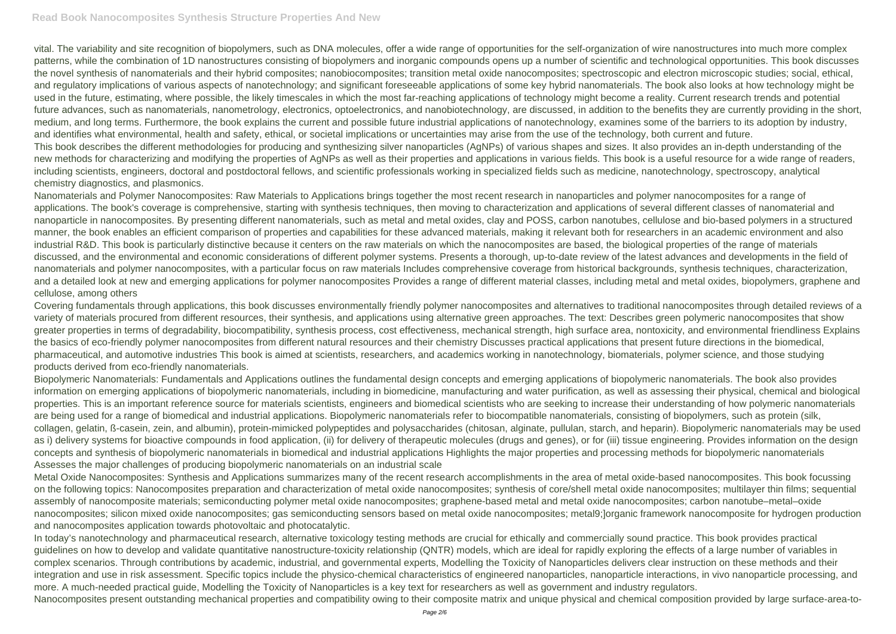vital. The variability and site recognition of biopolymers, such as DNA molecules, offer a wide range of opportunities for the self-organization of wire nanostructures into much more complex patterns, while the combination of 1D nanostructures consisting of biopolymers and inorganic compounds opens up a number of scientific and technological opportunities. This book discusses the novel synthesis of nanomaterials and their hybrid composites; nanobiocomposites; transition metal oxide nanocomposites; spectroscopic and electron microscopic studies; social, ethical, and regulatory implications of various aspects of nanotechnology; and significant foreseeable applications of some key hybrid nanomaterials. The book also looks at how technology might be used in the future, estimating, where possible, the likely timescales in which the most far-reaching applications of technology might become a reality. Current research trends and potential future advances, such as nanomaterials, nanometrology, electronics, optoelectronics, and nanobiotechnology, are discussed, in addition to the benefits they are currently providing in the short, medium, and long terms. Furthermore, the book explains the current and possible future industrial applications of nanotechnology, examines some of the barriers to its adoption by industry, and identifies what environmental, health and safety, ethical, or societal implications or uncertainties may arise from the use of the technology, both current and future.

This book describes the different methodologies for producing and synthesizing silver nanoparticles (AgNPs) of various shapes and sizes. It also provides an in-depth understanding of the new methods for characterizing and modifying the properties of AgNPs as well as their properties and applications in various fields. This book is a useful resource for a wide range of readers, including scientists, engineers, doctoral and postdoctoral fellows, and scientific professionals working in specialized fields such as medicine, nanotechnology, spectroscopy, analytical chemistry diagnostics, and plasmonics.

Nanomaterials and Polymer Nanocomposites: Raw Materials to Applications brings together the most recent research in nanoparticles and polymer nanocomposites for a range of applications. The book's coverage is comprehensive, starting with synthesis techniques, then moving to characterization and applications of several different classes of nanomaterial and nanoparticle in nanocomposites. By presenting different nanomaterials, such as metal and metal oxides, clay and POSS, carbon nanotubes, cellulose and bio-based polymers in a structured manner, the book enables an efficient comparison of properties and capabilities for these advanced materials, making it relevant both for researchers in an academic environment and also industrial R&D. This book is particularly distinctive because it centers on the raw materials on which the nanocomposites are based, the biological properties of the range of materials discussed, and the environmental and economic considerations of different polymer systems. Presents a thorough, up-to-date review of the latest advances and developments in the field of nanomaterials and polymer nanocomposites, with a particular focus on raw materials Includes comprehensive coverage from historical backgrounds, synthesis techniques, characterization, and a detailed look at new and emerging applications for polymer nanocomposites Provides a range of different material classes, including metal and metal oxides, biopolymers, graphene and cellulose, among others

Covering fundamentals through applications, this book discusses environmentally friendly polymer nanocomposites and alternatives to traditional nanocomposites through detailed reviews of a variety of materials procured from different resources, their synthesis, and applications using alternative green approaches. The text: Describes green polymeric nanocomposites that show greater properties in terms of degradability, biocompatibility, synthesis process, cost effectiveness, mechanical strength, high surface area, nontoxicity, and environmental friendliness Explains the basics of eco-friendly polymer nanocomposites from different natural resources and their chemistry Discusses practical applications that present future directions in the biomedical, pharmaceutical, and automotive industries This book is aimed at scientists, researchers, and academics working in nanotechnology, biomaterials, polymer science, and those studying products derived from eco-friendly nanomaterials.

Biopolymeric Nanomaterials: Fundamentals and Applications outlines the fundamental design concepts and emerging applications of biopolymeric nanomaterials. The book also provides information on emerging applications of biopolymeric nanomaterials, including in biomedicine, manufacturing and water purification, as well as assessing their physical, chemical and biological properties. This is an important reference source for materials scientists, engineers and biomedical scientists who are seeking to increase their understanding of how polymeric nanomaterials are being used for a range of biomedical and industrial applications. Biopolymeric nanomaterials refer to biocompatible nanomaterials, consisting of biopolymers, such as protein (silk, collagen, gelatin, ß-casein, zein, and albumin), protein-mimicked polypeptides and polysaccharides (chitosan, alginate, pullulan, starch, and heparin). Biopolymeric nanomaterials may be used as i) delivery systems for bioactive compounds in food application, (ii) for delivery of therapeutic molecules (drugs and genes), or for (iii) tissue engineering. Provides information on the design concepts and synthesis of biopolymeric nanomaterials in biomedical and industrial applications Highlights the major properties and processing methods for biopolymeric nanomaterials Assesses the major challenges of producing biopolymeric nanomaterials on an industrial scale

Metal Oxide Nanocomposites: Synthesis and Applications summarizes many of the recent research accomplishments in the area of metal oxide-based nanocomposites. This book focussing on the following topics: Nanocomposites preparation and characterization of metal oxide nanocomposites; synthesis of core/shell metal oxide nanocomposites; multilayer thin films; sequential assembly of nanocomposite materials; semiconducting polymer metal oxide nanocomposites; graphene-based metal and metal oxide nanocomposites; carbon nanotube–metal–oxide nanocomposites; silicon mixed oxide nanocomposites; gas semiconducting sensors based on metal oxide nanocomposites; metal9;]organic framework nanocomposite for hydrogen production and nanocomposites application towards photovoltaic and photocatalytic.

In today's nanotechnology and pharmaceutical research, alternative toxicology testing methods are crucial for ethically and commercially sound practice. This book provides practical guidelines on how to develop and validate quantitative nanostructure-toxicity relationship (QNTR) models, which are ideal for rapidly exploring the effects of a large number of variables in complex scenarios. Through contributions by academic, industrial, and governmental experts, Modelling the Toxicity of Nanoparticles delivers clear instruction on these methods and their integration and use in risk assessment. Specific topics include the physico-chemical characteristics of engineered nanoparticles, nanoparticle interactions, in vivo nanoparticle processing, and more. A much-needed practical guide, Modelling the Toxicity of Nanoparticles is a key text for researchers as well as government and industry regulators.

Nanocomposites present outstanding mechanical properties and compatibility owing to their composite matrix and unique physical and chemical composition provided by large surface-area-to-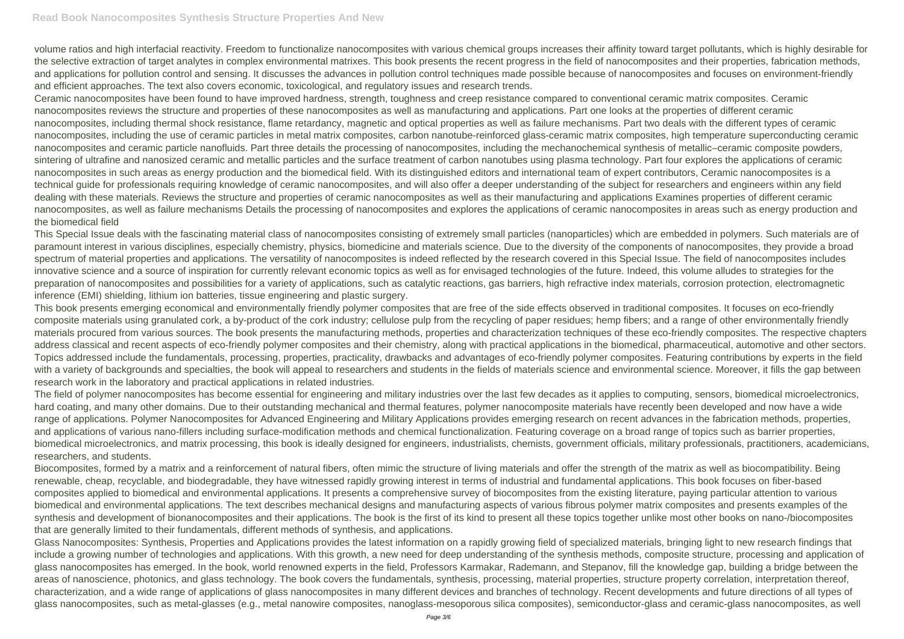volume ratios and high interfacial reactivity. Freedom to functionalize nanocomposites with various chemical groups increases their affinity toward target pollutants, which is highly desirable for the selective extraction of target analytes in complex environmental matrixes. This book presents the recent progress in the field of nanocomposites and their properties, fabrication methods, and applications for pollution control and sensing. It discusses the advances in pollution control techniques made possible because of nanocomposites and focuses on environment-friendly and efficient approaches. The text also covers economic, toxicological, and regulatory issues and research trends.

Ceramic nanocomposites have been found to have improved hardness, strength, toughness and creep resistance compared to conventional ceramic matrix composites. Ceramic nanocomposites reviews the structure and properties of these nanocomposites as well as manufacturing and applications. Part one looks at the properties of different ceramic nanocomposites, including thermal shock resistance, flame retardancy, magnetic and optical properties as well as failure mechanisms. Part two deals with the different types of ceramic nanocomposites, including the use of ceramic particles in metal matrix composites, carbon nanotube-reinforced glass-ceramic matrix composites, high temperature superconducting ceramic nanocomposites and ceramic particle nanofluids. Part three details the processing of nanocomposites, including the mechanochemical synthesis of metallic–ceramic composite powders, sintering of ultrafine and nanosized ceramic and metallic particles and the surface treatment of carbon nanotubes using plasma technology. Part four explores the applications of ceramic nanocomposites in such areas as energy production and the biomedical field. With its distinguished editors and international team of expert contributors, Ceramic nanocomposites is a technical guide for professionals requiring knowledge of ceramic nanocomposites, and will also offer a deeper understanding of the subject for researchers and engineers within any field dealing with these materials. Reviews the structure and properties of ceramic nanocomposites as well as their manufacturing and applications Examines properties of different ceramic nanocomposites, as well as failure mechanisms Details the processing of nanocomposites and explores the applications of ceramic nanocomposites in areas such as energy production and the biomedical field

This Special Issue deals with the fascinating material class of nanocomposites consisting of extremely small particles (nanoparticles) which are embedded in polymers. Such materials are of paramount interest in various disciplines, especially chemistry, physics, biomedicine and materials science. Due to the diversity of the components of nanocomposites, they provide a broad spectrum of material properties and applications. The versatility of nanocomposites is indeed reflected by the research covered in this Special Issue. The field of nanocomposites includes innovative science and a source of inspiration for currently relevant economic topics as well as for envisaged technologies of the future. Indeed, this volume alludes to strategies for the preparation of nanocomposites and possibilities for a variety of applications, such as catalytic reactions, gas barriers, high refractive index materials, corrosion protection, electromagnetic inference (EMI) shielding, lithium ion batteries, tissue engineering and plastic surgery.

This book presents emerging economical and environmentally friendly polymer composites that are free of the side effects observed in traditional composites. It focuses on eco-friendly composite materials using granulated cork, a by-product of the cork industry; cellulose pulp from the recycling of paper residues; hemp fibers; and a range of other environmentally friendly materials procured from various sources. The book presents the manufacturing methods, properties and characterization techniques of these eco-friendly composites. The respective chapters address classical and recent aspects of eco-friendly polymer composites and their chemistry, along with practical applications in the biomedical, pharmaceutical, automotive and other sectors. Topics addressed include the fundamentals, processing, properties, practicality, drawbacks and advantages of eco-friendly polymer composites. Featuring contributions by experts in the field with a variety of backgrounds and specialties, the book will appeal to researchers and students in the fields of materials science and environmental science. Moreover, it fills the gap between research work in the laboratory and practical applications in related industries.

The field of polymer nanocomposites has become essential for engineering and military industries over the last few decades as it applies to computing, sensors, biomedical microelectronics, hard coating, and many other domains. Due to their outstanding mechanical and thermal features, polymer nanocomposite materials have recently been developed and now have a wide range of applications. Polymer Nanocomposites for Advanced Engineering and Military Applications provides emerging research on recent advances in the fabrication methods, properties, and applications of various nano-fillers including surface-modification methods and chemical functionalization. Featuring coverage on a broad range of topics such as barrier properties, biomedical microelectronics, and matrix processing, this book is ideally designed for engineers, industrialists, chemists, government officials, military professionals, practitioners, academicians, researchers, and students.

Biocomposites, formed by a matrix and a reinforcement of natural fibers, often mimic the structure of living materials and offer the strength of the matrix as well as biocompatibility. Being renewable, cheap, recyclable, and biodegradable, they have witnessed rapidly growing interest in terms of industrial and fundamental applications. This book focuses on fiber-based composites applied to biomedical and environmental applications. It presents a comprehensive survey of biocomposites from the existing literature, paying particular attention to various biomedical and environmental applications. The text describes mechanical designs and manufacturing aspects of various fibrous polymer matrix composites and presents examples of the synthesis and development of bionanocomposites and their applications. The book is the first of its kind to present all these topics together unlike most other books on nano-/biocomposites that are generally limited to their fundamentals, different methods of synthesis, and applications.

Glass Nanocomposites: Synthesis, Properties and Applications provides the latest information on a rapidly growing field of specialized materials, bringing light to new research findings that include a growing number of technologies and applications. With this growth, a new need for deep understanding of the synthesis methods, composite structure, processing and application of glass nanocomposites has emerged. In the book, world renowned experts in the field, Professors Karmakar, Rademann, and Stepanov, fill the knowledge gap, building a bridge between the areas of nanoscience, photonics, and glass technology. The book covers the fundamentals, synthesis, processing, material properties, structure property correlation, interpretation thereof, characterization, and a wide range of applications of glass nanocomposites in many different devices and branches of technology. Recent developments and future directions of all types of glass nanocomposites, such as metal-glasses (e.g., metal nanowire composites, nanoglass-mesoporous silica composites), semiconductor-glass and ceramic-glass nanocomposites, as well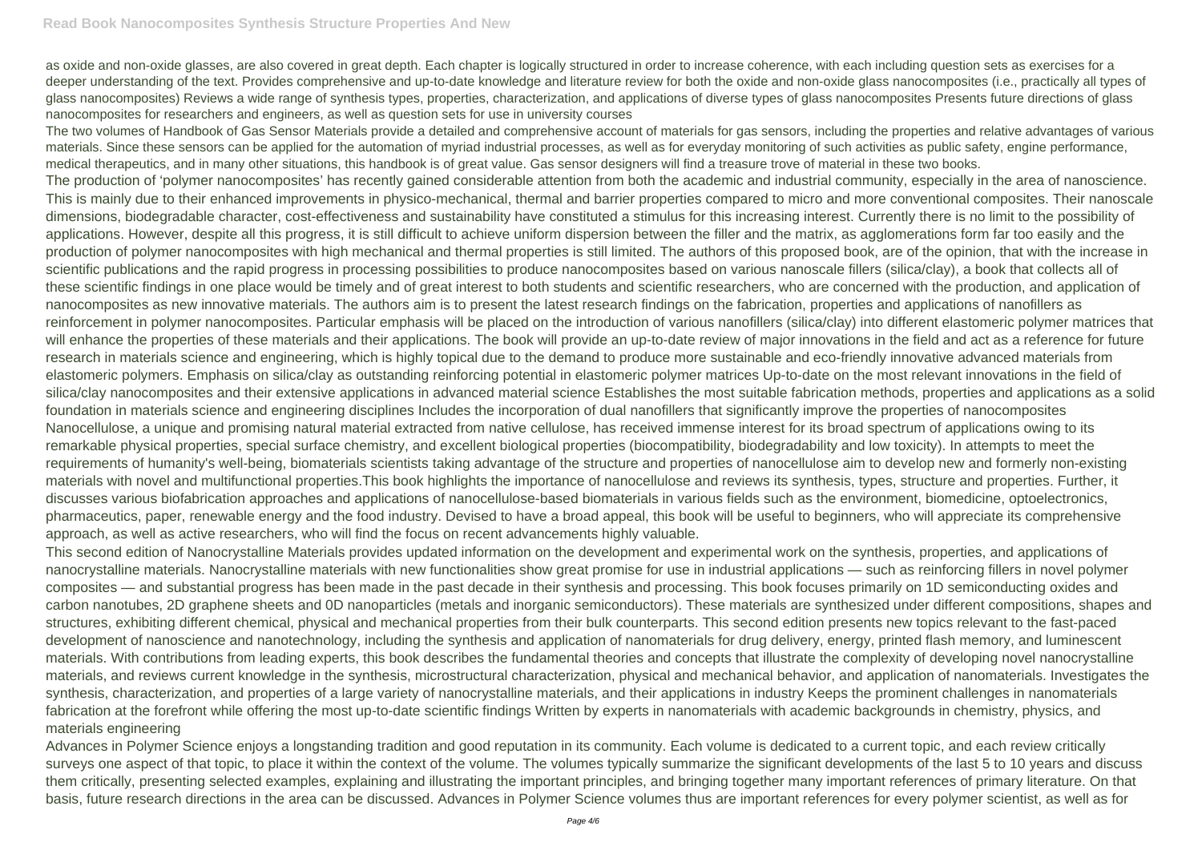as oxide and non-oxide glasses, are also covered in great depth. Each chapter is logically structured in order to increase coherence, with each including question sets as exercises for a deeper understanding of the text. Provides comprehensive and up-to-date knowledge and literature review for both the oxide and non-oxide glass nanocomposites (i.e., practically all types of glass nanocomposites) Reviews a wide range of synthesis types, properties, characterization, and applications of diverse types of glass nanocomposites Presents future directions of glass nanocomposites for researchers and engineers, as well as question sets for use in university courses

The two volumes of Handbook of Gas Sensor Materials provide a detailed and comprehensive account of materials for gas sensors, including the properties and relative advantages of various materials. Since these sensors can be applied for the automation of myriad industrial processes, as well as for everyday monitoring of such activities as public safety, engine performance, medical therapeutics, and in many other situations, this handbook is of great value. Gas sensor designers will find a treasure trove of material in these two books.

The production of 'polymer nanocomposites' has recently gained considerable attention from both the academic and industrial community, especially in the area of nanoscience. This is mainly due to their enhanced improvements in physico-mechanical, thermal and barrier properties compared to micro and more conventional composites. Their nanoscale dimensions, biodegradable character, cost-effectiveness and sustainability have constituted a stimulus for this increasing interest. Currently there is no limit to the possibility of applications. However, despite all this progress, it is still difficult to achieve uniform dispersion between the filler and the matrix, as agglomerations form far too easily and the production of polymer nanocomposites with high mechanical and thermal properties is still limited. The authors of this proposed book, are of the opinion, that with the increase in scientific publications and the rapid progress in processing possibilities to produce nanocomposites based on various nanoscale fillers (silica/clay), a book that collects all of these scientific findings in one place would be timely and of great interest to both students and scientific researchers, who are concerned with the production, and application of nanocomposites as new innovative materials. The authors aim is to present the latest research findings on the fabrication, properties and applications of nanofillers as reinforcement in polymer nanocomposites. Particular emphasis will be placed on the introduction of various nanofillers (silica/clay) into different elastomeric polymer matrices that will enhance the properties of these materials and their applications. The book will provide an up-to-date review of major innovations in the field and act as a reference for future research in materials science and engineering, which is highly topical due to the demand to produce more sustainable and eco-friendly innovative advanced materials from elastomeric polymers. Emphasis on silica/clay as outstanding reinforcing potential in elastomeric polymer matrices Up-to-date on the most relevant innovations in the field of silica/clay nanocomposites and their extensive applications in advanced material science Establishes the most suitable fabrication methods, properties and applications as a solid foundation in materials science and engineering disciplines Includes the incorporation of dual nanofillers that significantly improve the properties of nanocomposites

Nanocellulose, a unique and promising natural material extracted from native cellulose, has received immense interest for its broad spectrum of applications owing to its remarkable physical properties, special surface chemistry, and excellent biological properties (biocompatibility, biodegradability and low toxicity). In attempts to meet the requirements of humanity's well-being, biomaterials scientists taking advantage of the structure and properties of nanocellulose aim to develop new and formerly non-existing materials with novel and multifunctional properties.This book highlights the importance of nanocellulose and reviews its synthesis, types, structure and properties. Further, it discusses various biofabrication approaches and applications of nanocellulose-based biomaterials in various fields such as the environment, biomedicine, optoelectronics, pharmaceutics, paper, renewable energy and the food industry. Devised to have a broad appeal, this book will be useful to beginners, who will appreciate its comprehensive approach, as well as active researchers, who will find the focus on recent advancements highly valuable.

This second edition of Nanocrystalline Materials provides updated information on the development and experimental work on the synthesis, properties, and applications of nanocrystalline materials. Nanocrystalline materials with new functionalities show great promise for use in industrial applications — such as reinforcing fillers in novel polymer composites — and substantial progress has been made in the past decade in their synthesis and processing. This book focuses primarily on 1D semiconducting oxides and carbon nanotubes, 2D graphene sheets and 0D nanoparticles (metals and inorganic semiconductors). These materials are synthesized under different compositions, shapes and structures, exhibiting different chemical, physical and mechanical properties from their bulk counterparts. This second edition presents new topics relevant to the fast-paced development of nanoscience and nanotechnology, including the synthesis and application of nanomaterials for drug delivery, energy, printed flash memory, and luminescent materials. With contributions from leading experts, this book describes the fundamental theories and concepts that illustrate the complexity of developing novel nanocrystalline materials, and reviews current knowledge in the synthesis, microstructural characterization, physical and mechanical behavior, and application of nanomaterials. Investigates the synthesis, characterization, and properties of a large variety of nanocrystalline materials, and their applications in industry Keeps the prominent challenges in nanomaterials fabrication at the forefront while offering the most up-to-date scientific findings Written by experts in nanomaterials with academic backgrounds in chemistry, physics, and materials engineering

Advances in Polymer Science enjoys a longstanding tradition and good reputation in its community. Each volume is dedicated to a current topic, and each review critically surveys one aspect of that topic, to place it within the context of the volume. The volumes typically summarize the significant developments of the last 5 to 10 years and discuss them critically, presenting selected examples, explaining and illustrating the important principles, and bringing together many important references of primary literature. On that basis, future research directions in the area can be discussed. Advances in Polymer Science volumes thus are important references for every polymer scientist, as well as for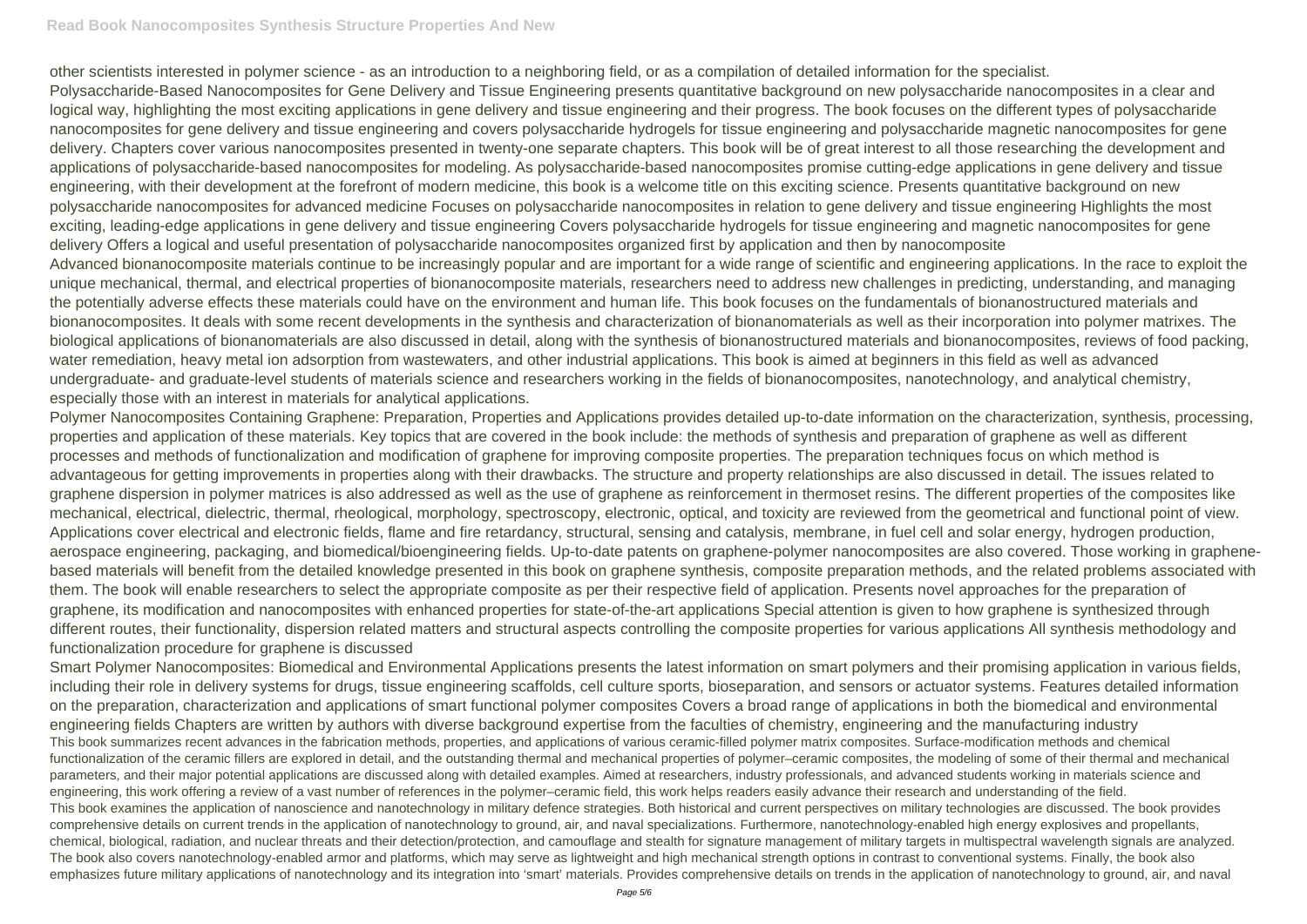other scientists interested in polymer science - as an introduction to a neighboring field, or as a compilation of detailed information for the specialist.

Polysaccharide-Based Nanocomposites for Gene Delivery and Tissue Engineering presents quantitative background on new polysaccharide nanocomposites in a clear and logical way, highlighting the most exciting applications in gene delivery and tissue engineering and their progress. The book focuses on the different types of polysaccharide nanocomposites for gene delivery and tissue engineering and covers polysaccharide hydrogels for tissue engineering and polysaccharide magnetic nanocomposites for gene delivery. Chapters cover various nanocomposites presented in twenty-one separate chapters. This book will be of great interest to all those researching the development and applications of polysaccharide-based nanocomposites for modeling. As polysaccharide-based nanocomposites promise cutting-edge applications in gene delivery and tissue engineering, with their development at the forefront of modern medicine, this book is a welcome title on this exciting science. Presents quantitative background on new polysaccharide nanocomposites for advanced medicine Focuses on polysaccharide nanocomposites in relation to gene delivery and tissue engineering Highlights the most exciting, leading-edge applications in gene delivery and tissue engineering Covers polysaccharide hydrogels for tissue engineering and magnetic nanocomposites for gene delivery Offers a logical and useful presentation of polysaccharide nanocomposites organized first by application and then by nanocomposite

Advanced bionanocomposite materials continue to be increasingly popular and are important for a wide range of scientific and engineering applications. In the race to exploit the unique mechanical, thermal, and electrical properties of bionanocomposite materials, researchers need to address new challenges in predicting, understanding, and managing the potentially adverse effects these materials could have on the environment and human life. This book focuses on the fundamentals of bionanostructured materials and bionanocomposites. It deals with some recent developments in the synthesis and characterization of bionanomaterials as well as their incorporation into polymer matrixes. The biological applications of bionanomaterials are also discussed in detail, along with the synthesis of bionanostructured materials and bionanocomposites, reviews of food packing, water remediation, heavy metal ion adsorption from wastewaters, and other industrial applications. This book is aimed at beginners in this field as well as advanced undergraduate- and graduate-level students of materials science and researchers working in the fields of bionanocomposites, nanotechnology, and analytical chemistry, especially those with an interest in materials for analytical applications.

Polymer Nanocomposites Containing Graphene: Preparation, Properties and Applications provides detailed up-to-date information on the characterization, synthesis, processing, properties and application of these materials. Key topics that are covered in the book include: the methods of synthesis and preparation of graphene as well as different processes and methods of functionalization and modification of graphene for improving composite properties. The preparation techniques focus on which method is advantageous for getting improvements in properties along with their drawbacks. The structure and property relationships are also discussed in detail. The issues related to graphene dispersion in polymer matrices is also addressed as well as the use of graphene as reinforcement in thermoset resins. The different properties of the composites like mechanical, electrical, dielectric, thermal, rheological, morphology, spectroscopy, electronic, optical, and toxicity are reviewed from the geometrical and functional point of view. Applications cover electrical and electronic fields, flame and fire retardancy, structural, sensing and catalysis, membrane, in fuel cell and solar energy, hydrogen production, aerospace engineering, packaging, and biomedical/bioengineering fields. Up-to-date patents on graphene-polymer nanocomposites are also covered. Those working in graphene-based materials will benefit from the detailed knowledge presented in this book on graphene synthesis, composite preparation methods, and the related problems associated with them. The book will enable researchers to select the appropriate composite as per their respective field of application. Presents novel approaches for the preparation of graphene, its modification and nanocomposites with enhanced properties for state-of-the-art applications Special attention is given to how graphene is synthesized through different routes, their functionality, dispersion related matters and structural aspects controlling the composite properties for various applications All synthesis methodology and functionalization procedure for graphene is discussed

Smart Polymer Nanocomposites: Biomedical and Environmental Applications presents the latest information on smart polymers and their promising application in various fields, including their role in delivery systems for drugs, tissue engineering scaffolds, cell culture sports, bioseparation, and sensors or actuator systems. Features detailed information on the preparation, characterization and applications of smart functional polymer composites Covers a broad range of applications in both the biomedical and environmental engineering fields Chapters are written by authors with diverse background expertise from the faculties of chemistry, engineering and the manufacturing industry

This book summarizes recent advances in the fabrication methods, properties, and applications of various ceramic-filled polymer matrix composites. Surface-modification methods and chemical functionalization of the ceramic fillers are explored in detail, and the outstanding thermal and mechanical properties of polymer–ceramic composites, the modeling of some of their thermal and mechanical parameters, and their major potential applications are discussed along with detailed examples. Aimed at researchers, industry professionals, and advanced students working in materials science and engineering, this work offering a review of a vast number of references in the polymer–ceramic field, this work helps readers easily advance their research and understanding of the field.

This book examines the application of nanoscience and nanotechnology in military defence strategies. Both historical and current perspectives on military technologies are discussed. The book provides comprehensive details on current trends in the application of nanotechnology to ground, air, and naval specializations. Furthermore, nanotechnology-enabled high energy explosives and propellants, chemical, biological, radiation, and nuclear threats and their detection/protection, and camouflage and stealth for signature management of military targets in multispectral wavelength signals are analyzed. The book also covers nanotechnology-enabled armor and platforms, which may serve as lightweight and high mechanical strength options in contrast to conventional systems. Finally, the book also emphasizes future military applications of nanotechnology and its integration into 'smart' materials. Provides comprehensive details on trends in the application of nanotechnology to ground, air, and naval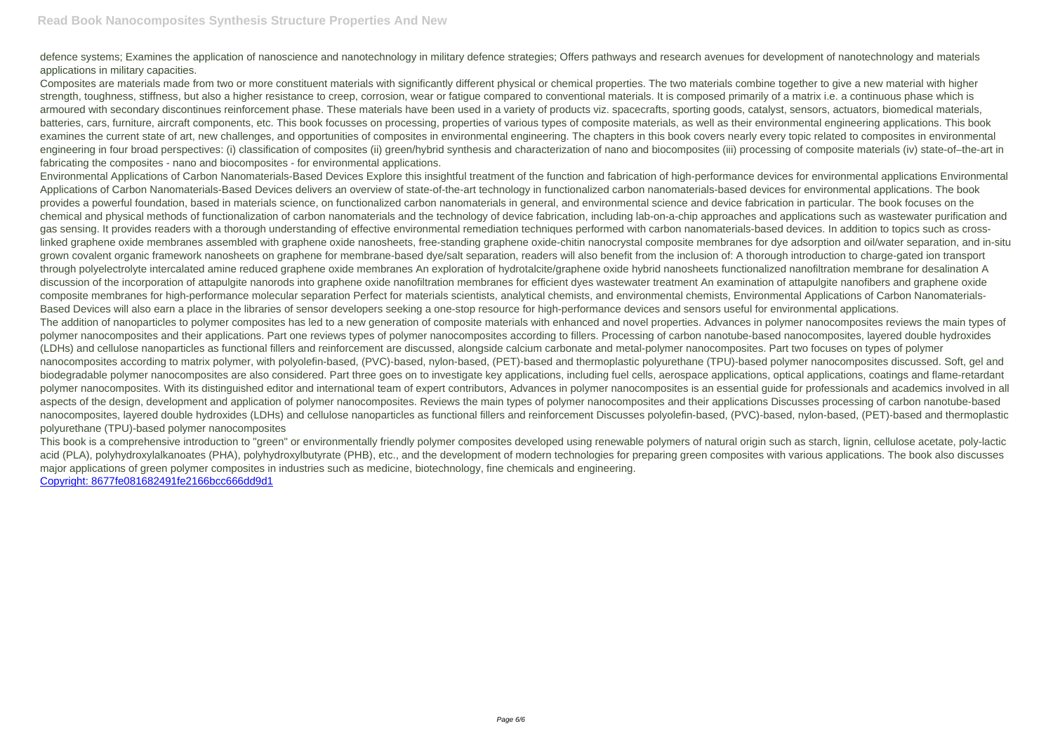defence systems; Examines the application of nanoscience and nanotechnology in military defence strategies; Offers pathways and research avenues for development of nanotechnology and materials applications in military capacities.

Composites are materials made from two or more constituent materials with significantly different physical or chemical properties. The two materials combine together to give a new material with higher strength, toughness, stiffness, but also a higher resistance to creep, corrosion, wear or fatigue compared to conventional materials. It is composed primarily of a matrix i.e. a continuous phase which is armoured with secondary discontinues reinforcement phase. These materials have been used in a variety of products viz. spacecrafts, sporting goods, catalyst, sensors, actuators, biomedical materials, batteries, cars, furniture, aircraft components, etc. This book focusses on processing, properties of various types of composite materials, as well as their environmental engineering applications. This book examines the current state of art, new challenges, and opportunities of composites in environmental engineering. The chapters in this book covers nearly every topic related to composites in environmental engineering in four broad perspectives: (i) classification of composites (ii) green/hybrid synthesis and characterization of nano and biocomposites (iii) processing of composite materials (iv) state-of–the-art in fabricating the composites - nano and biocomposites - for environmental applications.

Environmental Applications of Carbon Nanomaterials-Based Devices Explore this insightful treatment of the function and fabrication of high-performance devices for environmental applications Environmental Applications of Carbon Nanomaterials-Based Devices delivers an overview of state-of-the-art technology in functionalized carbon nanomaterials-based devices for environmental applications. The book provides a powerful foundation, based in materials science, on functionalized carbon nanomaterials in general, and environmental science and device fabrication in particular. The book focuses on the chemical and physical methods of functionalization of carbon nanomaterials and the technology of device fabrication, including lab-on-a-chip approaches and applications such as wastewater purification and gas sensing. It provides readers with a thorough understanding of effective environmental remediation techniques performed with carbon nanomaterials-based devices. In addition to topics such as cross-linked graphene oxide membranes assembled with graphene oxide nanosheets, free-standing graphene oxide-chitin nanocrystal composite membranes for dye adsorption and oil/water separation, and in-situ grown covalent organic framework nanosheets on graphene for membrane-based dye/salt separation, readers will also benefit from the inclusion of: A thorough introduction to charge-gated ion transport through polyelectrolyte intercalated amine reduced graphene oxide membranes An exploration of hydrotalcite/graphene oxide hybrid nanosheets functionalized nanofiltration membrane for desalination A discussion of the incorporation of attapulgite nanorods into graphene oxide nanofiltration membranes for efficient dyes wastewater treatment An examination of attapulgite nanofibers and graphene oxide composite membranes for high-performance molecular separation Perfect for materials scientists, analytical chemists, and environmental chemists, Environmental Applications of Carbon Nanomaterials-Based Devices will also earn a place in the libraries of sensor developers seeking a one-stop resource for high-performance devices and sensors useful for environmental applications.

The addition of nanoparticles to polymer composites has led to a new generation of composite materials with enhanced and novel properties. Advances in polymer nanocomposites reviews the main types of polymer nanocomposites and their applications. Part one reviews types of polymer nanocomposites according to fillers. Processing of carbon nanotube-based nanocomposites, layered double hydroxides (LDHs) and cellulose nanoparticles as functional fillers and reinforcement are discussed, alongside calcium carbonate and metal-polymer nanocomposites. Part two focuses on types of polymer nanocomposites according to matrix polymer, with polyolefin-based, (PVC)-based, nylon-based, (PET)-based and thermoplastic polyurethane (TPU)-based polymer nanocomposites discussed. Soft, gel and biodegradable polymer nanocomposites are also considered. Part three goes on to investigate key applications, including fuel cells, aerospace applications, optical applications, coatings and flame-retardant polymer nanocomposites. With its distinguished editor and international team of expert contributors, Advances in polymer nanocomposites is an essential guide for professionals and academics involved in all aspects of the design, development and application of polymer nanocomposites. Reviews the main types of polymer nanocomposites and their applications Discusses processing of carbon nanotube-based nanocomposites, layered double hydroxides (LDHs) and cellulose nanoparticles as functional fillers and reinforcement Discusses polyolefin-based, (PVC)-based, nylon-based, (PET)-based and thermoplastic polyurethane (TPU)-based polymer nanocomposites

This book is a comprehensive introduction to "green" or environmentally friendly polymer composites developed using renewable polymers of natural origin such as starch, lignin, cellulose acetate, poly-lactic acid (PLA), polyhydroxylalkanoates (PHA), polyhydroxylbutyrate (PHB), etc., and the development of modern technologies for preparing green composites with various applications. The book also discusses major applications of green polymer composites in industries such as medicine, biotechnology, fine chemicals and engineering.

Copyright: 8677fe081682491fe2166bcc666dd9d1